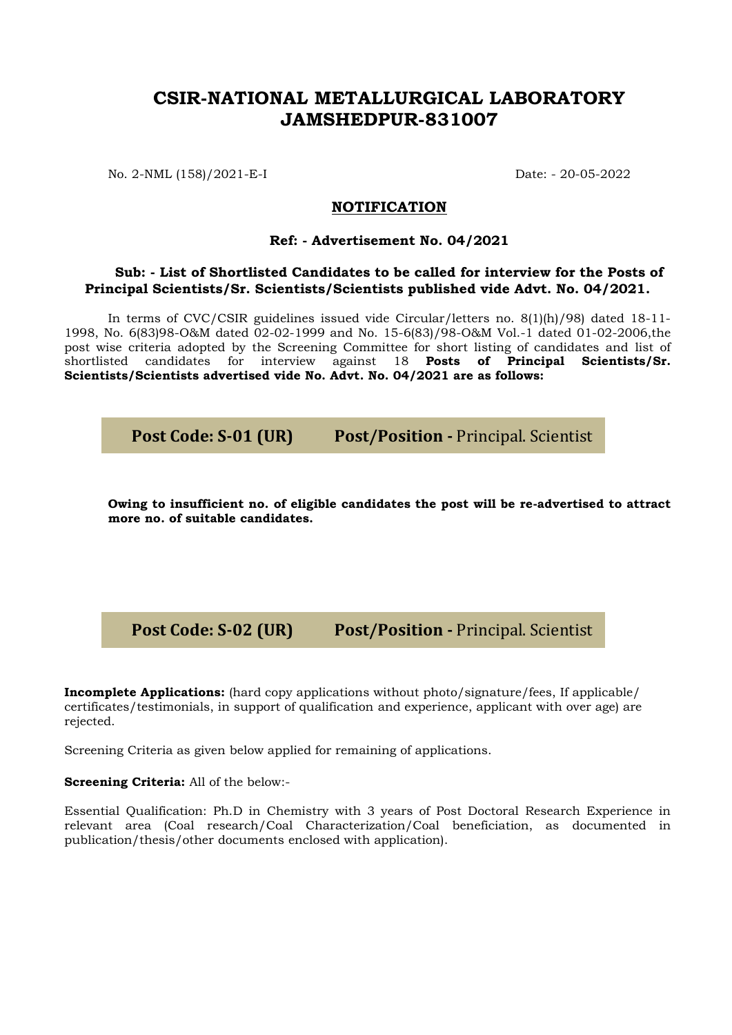# CSIR-NATIONAL METALLURGICAL LABORATORY
# JAMSHEDPUR-831007

No. 2-NML (158)/2021-E-I

Date: - 20-05-2022

## NOTIFICATION

**Ref: - Advertisement No. 04/2021**

**Sub: - List of Shortlisted Candidates to be called for interview for the Posts of Principal Scientists/Sr. Scientists/Scientists published vide Advt. No. 04/2021.**

In terms of CVC/CSIR guidelines issued vide Circular/letters no. 8(1)(h)/98) dated 18-11-1998, No. 6(83)98-O&M dated 02-02-1999 and No. 15-6(83)/98-O&M Vol.-1 dated 01-02-2006,the post wise criteria adopted by the Screening Committee for short listing of candidates and list of shortlisted candidates for interview against 18 **Posts of Principal Scientists/Sr. Scientists/Scientists advertised vide No. Advt. No. 04/2021 are as follows:**

### Post Code: S-01 (UR) Post/Position - Principal. Scientist

**Owing to insufficient no. of eligible candidates the post will be re-advertised to attract more no. of suitable candidates.**

### Post Code: S-02 (UR) Post/Position - Principal. Scientist

**Incomplete Applications:** (hard copy applications without photo/signature/fees, If applicable/ certificates/testimonials, in support of qualification and experience, applicant with over age) are rejected.

Screening Criteria as given below applied for remaining of applications.

**Screening Criteria:** All of the below:-

Essential Qualification: Ph.D in Chemistry with 3 years of Post Doctoral Research Experience in relevant area (Coal research/Coal Characterization/Coal beneficiation, as documented in publication/thesis/other documents enclosed with application).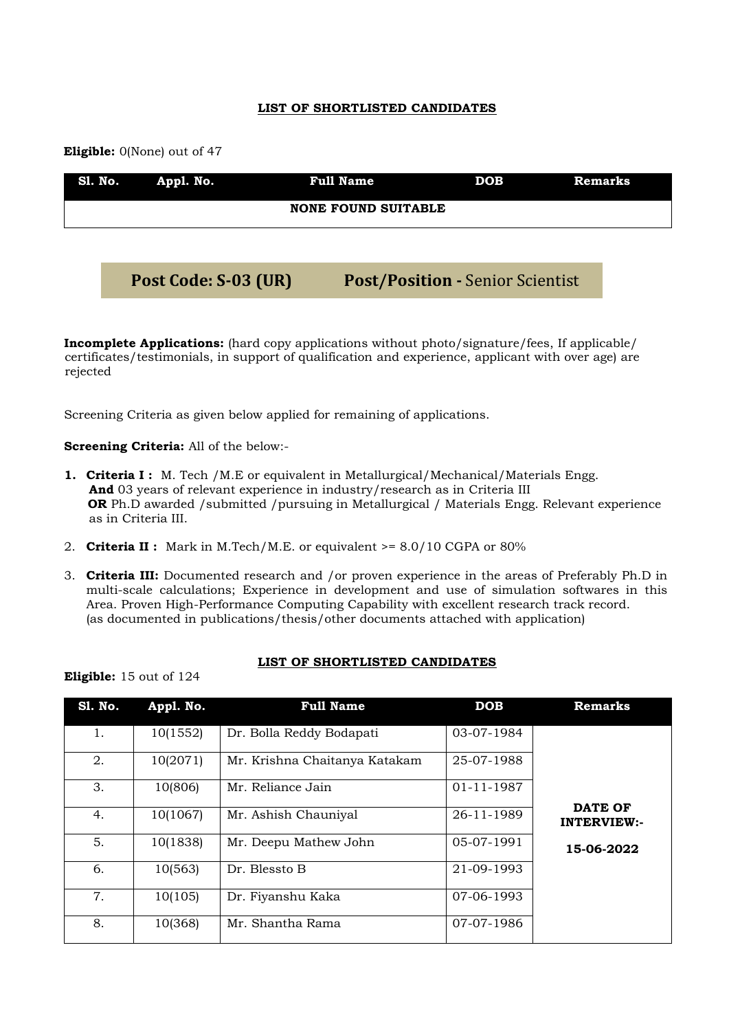**LIST OF SHORTLISTED CANDIDATES**

**Eligible:** 0(None) out of 47

| Sl. No. | Appl. No. | Full Name | DOB | Remarks |
|---|---|---|---|---|
| NONE FOUND SUITABLE | | | | |

## Post Code: S-03 (UR) Post/Position - Senior Scientist

**Incomplete Applications:** (hard copy applications without photo/signature/fees, If applicable/ certificates/testimonials, in support of qualification and experience, applicant with over age) are rejected

Screening Criteria as given below applied for remaining of applications.

**Screening Criteria:** All of the below:-

1. **Criteria I :** M. Tech /M.E or equivalent in Metallurgical/Mechanical/Materials Engg. **And** 03 years of relevant experience in industry/research as in Criteria III **OR** Ph.D awarded /submitted /pursuing in Metallurgical / Materials Engg. Relevant experience as in Criteria III.
2. **Criteria II :** Mark in M.Tech/M.E. or equivalent >= 8.0/10 CGPA or 80%
3. **Criteria III:** Documented research and /or proven experience in the areas of Preferably Ph.D in multi-scale calculations; Experience in development and use of simulation softwares in this Area. Proven High-Performance Computing Capability with excellent research track record. (as documented in publications/thesis/other documents attached with application)

**LIST OF SHORTLISTED CANDIDATES**

**Eligible:** 15 out of 124

| Sl. No. | Appl. No. | Full Name | DOB | Remarks |
|---|---|---|---|---|
| 1. | 10(1552) | Dr. Bolla Reddy Bodapati | 03-07-1984 | **DATE OF INTERVIEW:- 15-06-2022** |
| 2. | 10(2071) | Mr. Krishna Chaitanya Katakam | 25-07-1988 | |
| 3. | 10(806) | Mr. Reliance Jain | 01-11-1987 | |
| 4. | 10(1067) | Mr. Ashish Chauniyal | 26-11-1989 | |
| 5. | 10(1838) | Mr. Deepu Mathew John | 05-07-1991 | |
| 6. | 10(563) | Dr. Blessto B | 21-09-1993 | |
| 7. | 10(105) | Dr. Fiyanshu Kaka | 07-06-1993 | |
| 8. | 10(368) | Mr. Shantha Rama | 07-07-1986 | |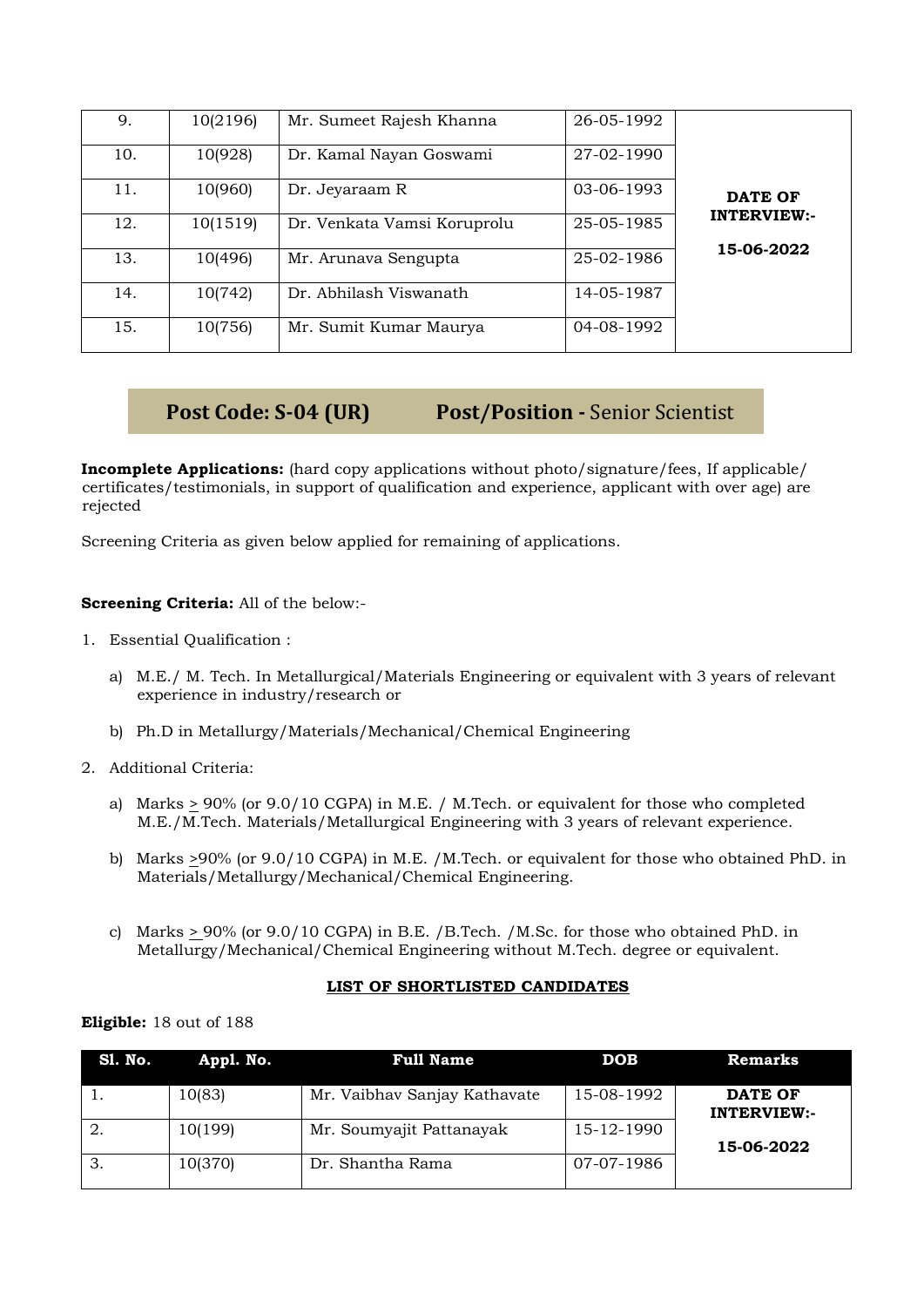| | | | | |
|---|---|---|---|---|
| 9. | 10(2196) | Mr. Sumeet Rajesh Khanna | 26-05-1992 | **DATE OF INTERVIEW:-** **15-06-2022** |
| 10. | 10(928) | Dr. Kamal Nayan Goswami | 27-02-1990 | |
| 11. | 10(960) | Dr. Jeyaraam R | 03-06-1993 | |
| 12. | 10(1519) | Dr. Venkata Vamsi Koruprolu | 25-05-1985 | |
| 13. | 10(496) | Mr. Arunava Sengupta | 25-02-1986 | |
| 14. | 10(742) | Dr. Abhilash Viswanath | 14-05-1987 | |
| 15. | 10(756) | Mr. Sumit Kumar Maurya | 04-08-1992 | |

## Post Code: S-04 (UR) Post/Position - Senior Scientist

**Incomplete Applications:** (hard copy applications without photo/signature/fees, If applicable/ certificates/testimonials, in support of qualification and experience, applicant with over age) are rejected

Screening Criteria as given below applied for remaining of applications.

**Screening Criteria:** All of the below:-

1. Essential Qualification :
   a) M.E./ M. Tech. In Metallurgical/Materials Engineering or equivalent with 3 years of relevant experience in industry/research or
   b) Ph.D in Metallurgy/Materials/Mechanical/Chemical Engineering
2. Additional Criteria:
   a) Marks $\geq$ 90% (or 9.0/10 CGPA) in M.E. / M.Tech. or equivalent for those who completed M.E./M.Tech. Materials/Metallurgical Engineering with 3 years of relevant experience.
   b) Marks $\geq$90% (or 9.0/10 CGPA) in M.E. /M.Tech. or equivalent for those who obtained PhD. in Materials/Metallurgy/Mechanical/Chemical Engineering.
   c) Marks $\geq$ 90% (or 9.0/10 CGPA) in B.E. /B.Tech. /M.Sc. for those who obtained PhD. in Metallurgy/Mechanical/Chemical Engineering without M.Tech. degree or equivalent.

**LIST OF SHORTLISTED CANDIDATES**

**Eligible:** 18 out of 188

| Sl. No. | Appl. No. | Full Name | DOB | Remarks |
|---|---|---|---|---|
| 1. | 10(83) | Mr. Vaibhav Sanjay Kathavate | 15-08-1992 | **DATE OF INTERVIEW:-** **15-06-2022** |
| 2. | 10(199) | Mr. Soumyajit Pattanayak | 15-12-1990 | |
| 3. | 10(370) | Dr. Shantha Rama | 07-07-1986 | |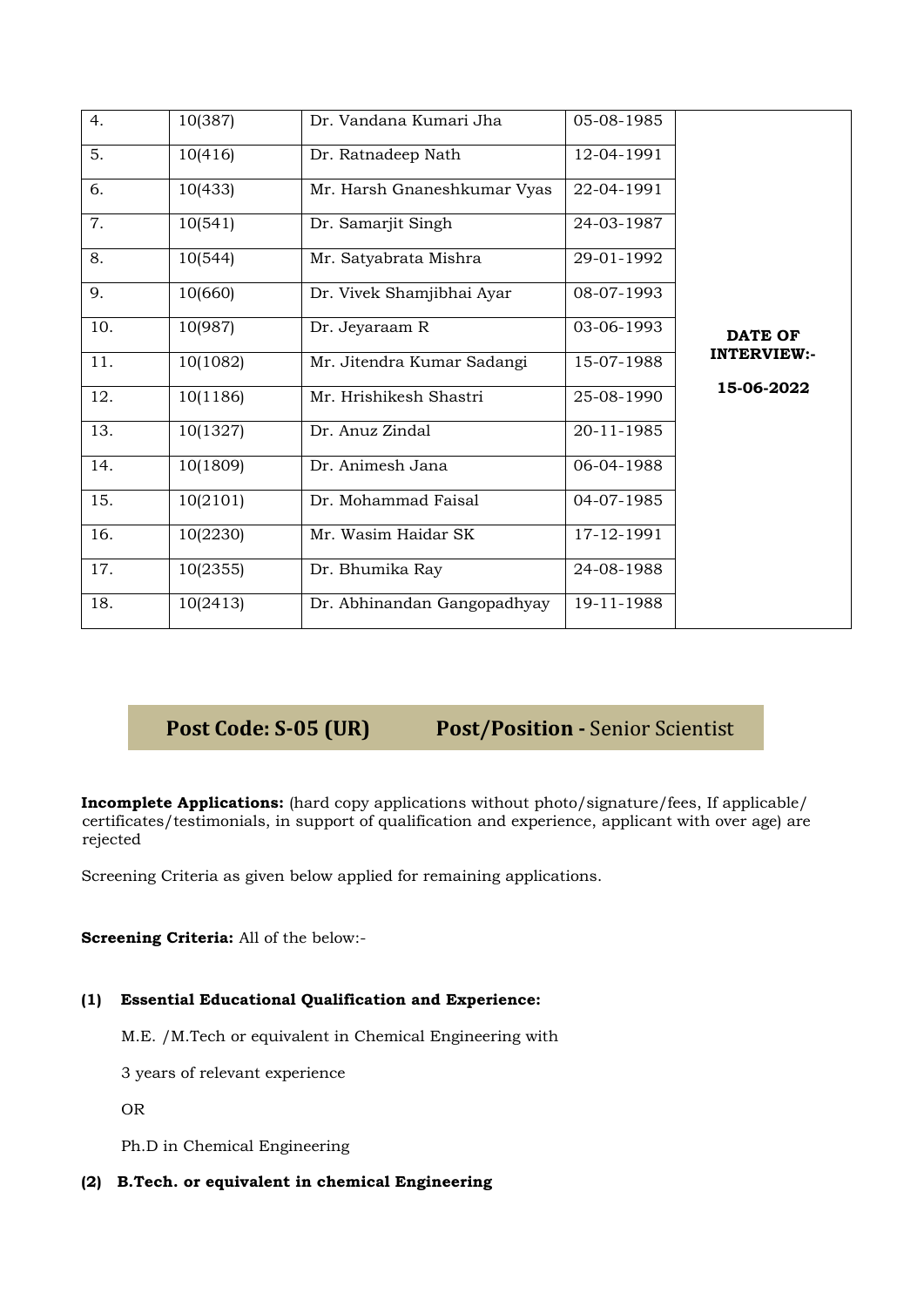| | | | | |
|---|---|---|---|---|
| 4. | 10(387) | Dr. Vandana Kumari Jha | 05-08-1985 | **DATE OF INTERVIEW:-** **15-06-2022** |
| 5. | 10(416) | Dr. Ratnadeep Nath | 12-04-1991 | |
| 6. | 10(433) | Mr. Harsh Gnaneshkumar Vyas | 22-04-1991 | |
| 7. | 10(541) | Dr. Samarjit Singh | 24-03-1987 | |
| 8. | 10(544) | Mr. Satyabrata Mishra | 29-01-1992 | |
| 9. | 10(660) | Dr. Vivek Shamjibhai Ayar | 08-07-1993 | |
| 10. | 10(987) | Dr. Jeyaraam R | 03-06-1993 | |
| 11. | 10(1082) | Mr. Jitendra Kumar Sadangi | 15-07-1988 | |
| 12. | 10(1186) | Mr. Hrishikesh Shastri | 25-08-1990 | |
| 13. | 10(1327) | Dr. Anuz Zindal | 20-11-1985 | |
| 14. | 10(1809) | Dr. Animesh Jana | 06-04-1988 | |
| 15. | 10(2101) | Dr. Mohammad Faisal | 04-07-1985 | |
| 16. | 10(2230) | Mr. Wasim Haidar SK | 17-12-1991 | |
| 17. | 10(2355) | Dr. Bhumika Ray | 24-08-1988 | |
| 18. | 10(2413) | Dr. Abhinandan Gangopadhyay | 19-11-1988 | |

## Post Code: S-05 (UR)    Post/Position - Senior Scientist

**Incomplete Applications:** (hard copy applications without photo/signature/fees, If applicable/ certificates/testimonials, in support of qualification and experience, applicant with over age) are rejected

Screening Criteria as given below applied for remaining applications.

**Screening Criteria:** All of the below:-

**(1) Essential Educational Qualification and Experience:**

M.E. /M.Tech or equivalent in Chemical Engineering with

3 years of relevant experience

OR

Ph.D in Chemical Engineering

**(2) B.Tech. or equivalent in chemical Engineering**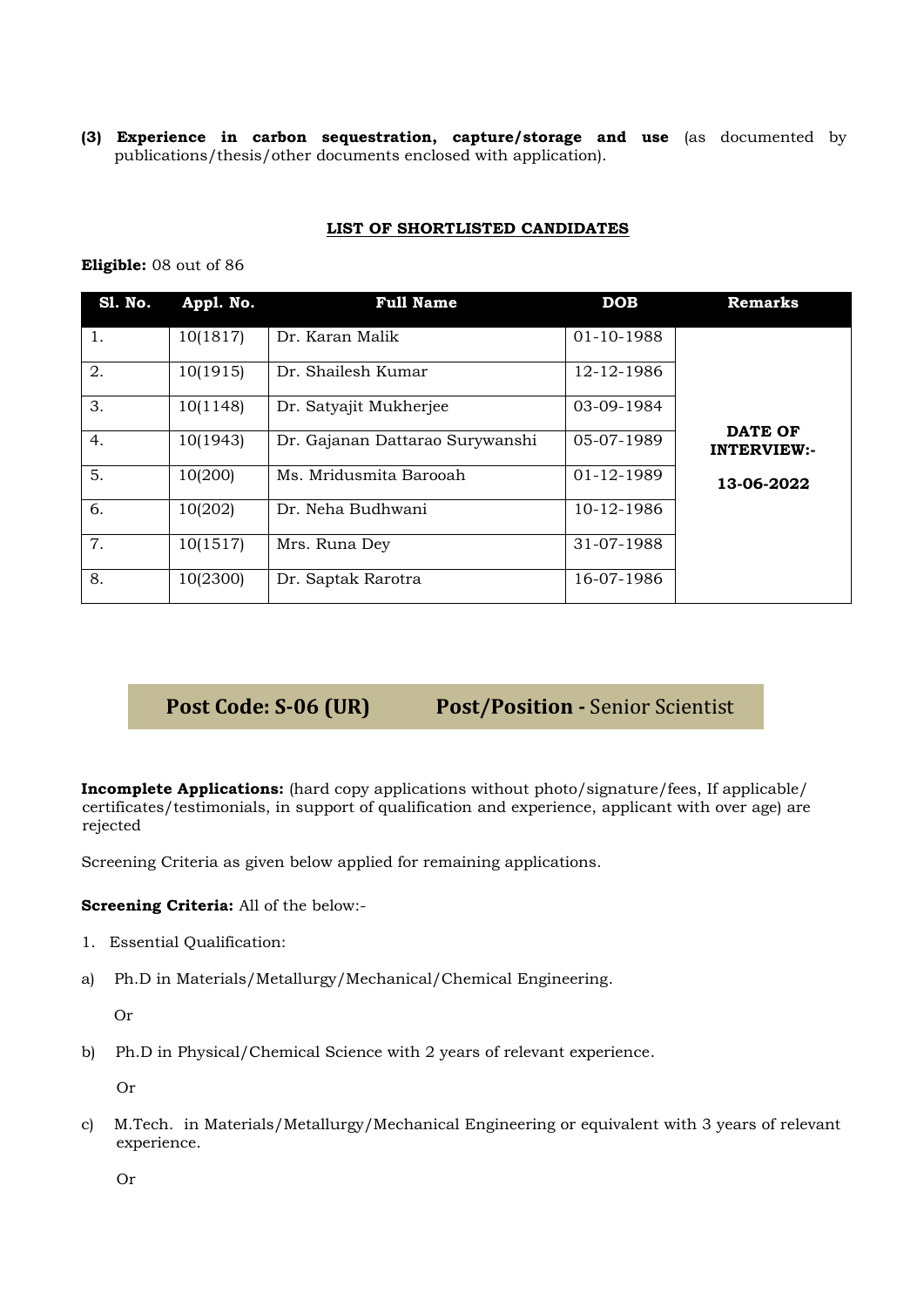**(3) Experience in carbon sequestration, capture/storage and use** (as documented by publications/thesis/other documents enclosed with application).

**LIST OF SHORTLISTED CANDIDATES**

**Eligible:** 08 out of 86

| Sl. No. | Appl. No. | Full Name | DOB | Remarks |
|---|---|---|---|---|
| 1. | 10(1817) | Dr. Karan Malik | 01-10-1988 | **DATE OF INTERVIEW:- 13-06-2022** |
| 2. | 10(1915) | Dr. Shailesh Kumar | 12-12-1986 | |
| 3. | 10(1148) | Dr. Satyajit Mukherjee | 03-09-1984 | |
| 4. | 10(1943) | Dr. Gajanan Dattarao Surywanshi | 05-07-1989 | |
| 5. | 10(200) | Ms. Mridusmita Barooah | 01-12-1989 | |
| 6. | 10(202) | Dr. Neha Budhwani | 10-12-1986 | |
| 7. | 10(1517) | Mrs. Runa Dey | 31-07-1988 | |
| 8. | 10(2300) | Dr. Saptak Rarotra | 16-07-1986 | |

## Post Code: S-06 (UR) Post/Position - Senior Scientist

**Incomplete Applications:** (hard copy applications without photo/signature/fees, If applicable/ certificates/testimonials, in support of qualification and experience, applicant with over age) are rejected

Screening Criteria as given below applied for remaining applications.

**Screening Criteria:** All of the below:-

1. Essential Qualification:

a) Ph.D in Materials/Metallurgy/Mechanical/Chemical Engineering.

Or

b) Ph.D in Physical/Chemical Science with 2 years of relevant experience.

Or

c) M.Tech. in Materials/Metallurgy/Mechanical Engineering or equivalent with 3 years of relevant experience.

Or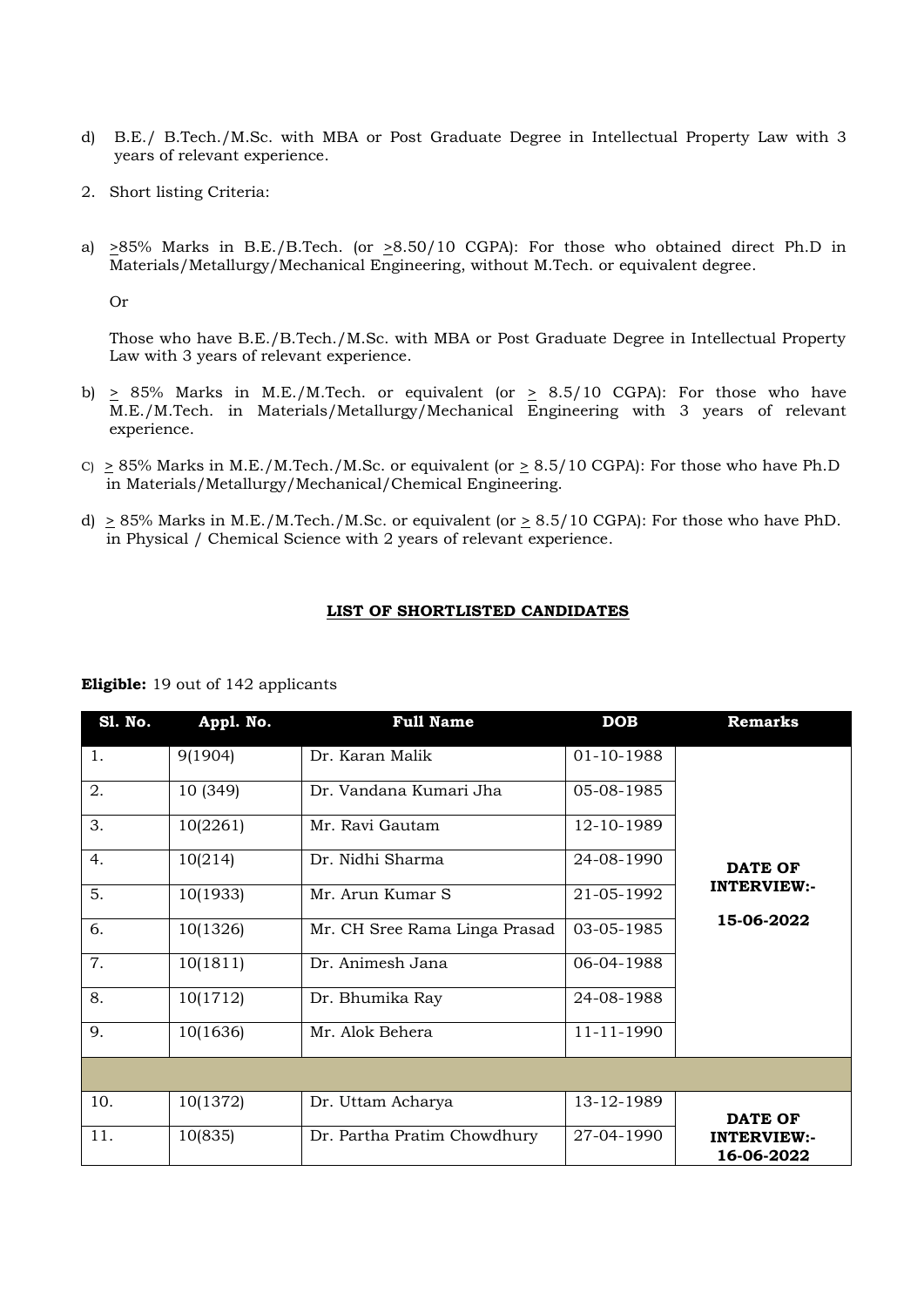d) B.E./ B.Tech./M.Sc. with MBA or Post Graduate Degree in Intellectual Property Law with 3 years of relevant experience.

2. Short listing Criteria:

a) ≥85% Marks in B.E./B.Tech. (or ≥8.50/10 CGPA): For those who obtained direct Ph.D in Materials/Metallurgy/Mechanical Engineering, without M.Tech. or equivalent degree.

   Or

   Those who have B.E./B.Tech./M.Sc. with MBA or Post Graduate Degree in Intellectual Property Law with 3 years of relevant experience.

b) ≥ 85% Marks in M.E./M.Tech. or equivalent (or ≥ 8.5/10 CGPA): For those who have M.E./M.Tech. in Materials/Metallurgy/Mechanical Engineering with 3 years of relevant experience.

c) ≥ 85% Marks in M.E./M.Tech./M.Sc. or equivalent (or ≥ 8.5/10 CGPA): For those who have Ph.D in Materials/Metallurgy/Mechanical/Chemical Engineering.

d) ≥ 85% Marks in M.E./M.Tech./M.Sc. or equivalent (or ≥ 8.5/10 CGPA): For those who have PhD. in Physical / Chemical Science with 2 years of relevant experience.

## LIST OF SHORTLISTED CANDIDATES

**Eligible:** 19 out of 142 applicants

| Sl. No. | Appl. No. | Full Name | DOB | Remarks |
|---|---|---|---|---|
| 1. | 9(1904) | Dr. Karan Malik | 01-10-1988 | **DATE OF INTERVIEW:- 15-06-2022** |
| 2. | 10 (349) | Dr. Vandana Kumari Jha | 05-08-1985 | |
| 3. | 10(2261) | Mr. Ravi Gautam | 12-10-1989 | |
| 4. | 10(214) | Dr. Nidhi Sharma | 24-08-1990 | |
| 5. | 10(1933) | Mr. Arun Kumar S | 21-05-1992 | |
| 6. | 10(1326) | Mr. CH Sree Rama Linga Prasad | 03-05-1985 | |
| 7. | 10(1811) | Dr. Animesh Jana | 06-04-1988 | |
| 8. | 10(1712) | Dr. Bhumika Ray | 24-08-1988 | |
| 9. | 10(1636) | Mr. Alok Behera | 11-11-1990 | |
| | | | | |
| 10. | 10(1372) | Dr. Uttam Acharya | 13-12-1989 | **DATE OF INTERVIEW:- 16-06-2022** |
| 11. | 10(835) | Dr. Partha Pratim Chowdhury | 27-04-1990 | |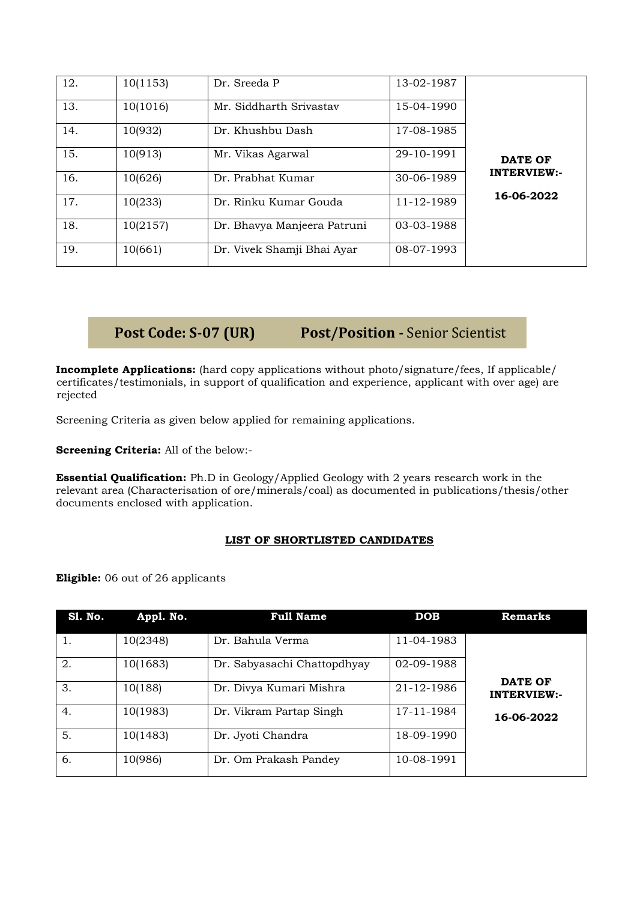| | | | | |
|---|---|---|---|---|
| 12. | 10(1153) | Dr. Sreeda P | 13-02-1987 | **DATE OF INTERVIEW:-** **16-06-2022** |
| 13. | 10(1016) | Mr. Siddharth Srivastav | 15-04-1990 | |
| 14. | 10(932) | Dr. Khushbu Dash | 17-08-1985 | |
| 15. | 10(913) | Mr. Vikas Agarwal | 29-10-1991 | |
| 16. | 10(626) | Dr. Prabhat Kumar | 30-06-1989 | |
| 17. | 10(233) | Dr. Rinku Kumar Gouda | 11-12-1989 | |
| 18. | 10(2157) | Dr. Bhavya Manjeera Patruni | 03-03-1988 | |
| 19. | 10(661) | Dr. Vivek Shamji Bhai Ayar | 08-07-1993 | |

## Post Code: S-07 (UR) Post/Position - Senior Scientist

**Incomplete Applications:** (hard copy applications without photo/signature/fees, If applicable/ certificates/testimonials, in support of qualification and experience, applicant with over age) are rejected

Screening Criteria as given below applied for remaining applications.

**Screening Criteria:** All of the below:-

**Essential Qualification:** Ph.D in Geology/Applied Geology with 2 years research work in the relevant area (Characterisation of ore/minerals/coal) as documented in publications/thesis/other documents enclosed with application.

**LIST OF SHORTLISTED CANDIDATES**

**Eligible:** 06 out of 26 applicants

| Sl. No. | Appl. No. | Full Name | DOB | Remarks |
|---|---|---|---|---|
| 1. | 10(2348) | Dr. Bahula Verma | 11-04-1983 | **DATE OF INTERVIEW:-** **16-06-2022** |
| 2. | 10(1683) | Dr. Sabyasachi Chattopdhyay | 02-09-1988 | |
| 3. | 10(188) | Dr. Divya Kumari Mishra | 21-12-1986 | |
| 4. | 10(1983) | Dr. Vikram Partap Singh | 17-11-1984 | |
| 5. | 10(1483) | Dr. Jyoti Chandra | 18-09-1990 | |
| 6. | 10(986) | Dr. Om Prakash Pandey | 10-08-1991 | |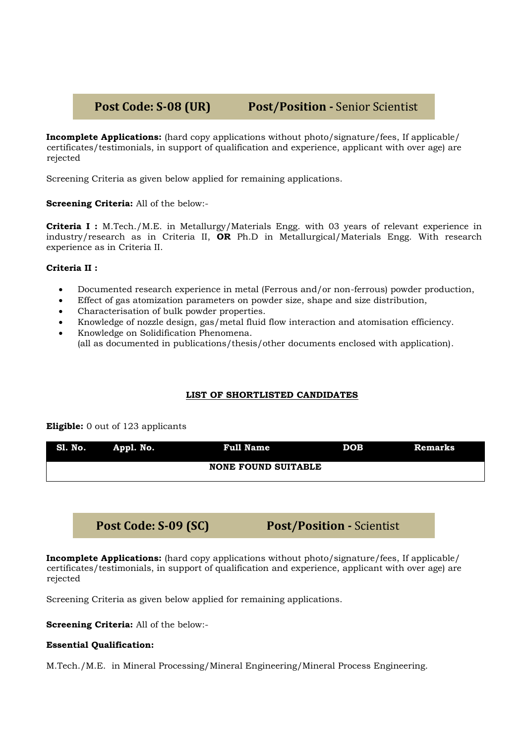## Post Code: S-08 (UR)    Post/Position - Senior Scientist

**Incomplete Applications:** (hard copy applications without photo/signature/fees, If applicable/ certificates/testimonials, in support of qualification and experience, applicant with over age) are rejected

Screening Criteria as given below applied for remaining applications.

**Screening Criteria:** All of the below:-

**Criteria I :** M.Tech./M.E. in Metallurgy/Materials Engg. with 03 years of relevant experience in industry/research as in Criteria II, **OR** Ph.D in Metallurgical/Materials Engg. With research experience as in Criteria II.

**Criteria II :**

- Documented research experience in metal (Ferrous and/or non-ferrous) powder production,
- Effect of gas atomization parameters on powder size, shape and size distribution,
- Characterisation of bulk powder properties.
- Knowledge of nozzle design, gas/metal fluid flow interaction and atomisation efficiency.
- Knowledge on Solidification Phenomena.
  (all as documented in publications/thesis/other documents enclosed with application).

**LIST OF SHORTLISTED CANDIDATES**

**Eligible:** 0 out of 123 applicants

| Sl. No. | Appl. No. | Full Name | DOB | Remarks |
|---|---|---|---|---|
| | | **NONE FOUND SUITABLE** | | |

## Post Code: S-09 (SC)    Post/Position - Scientist

**Incomplete Applications:** (hard copy applications without photo/signature/fees, If applicable/ certificates/testimonials, in support of qualification and experience, applicant with over age) are rejected

Screening Criteria as given below applied for remaining applications.

**Screening Criteria:** All of the below:-

**Essential Qualification:**

M.Tech./M.E. in Mineral Processing/Mineral Engineering/Mineral Process Engineering.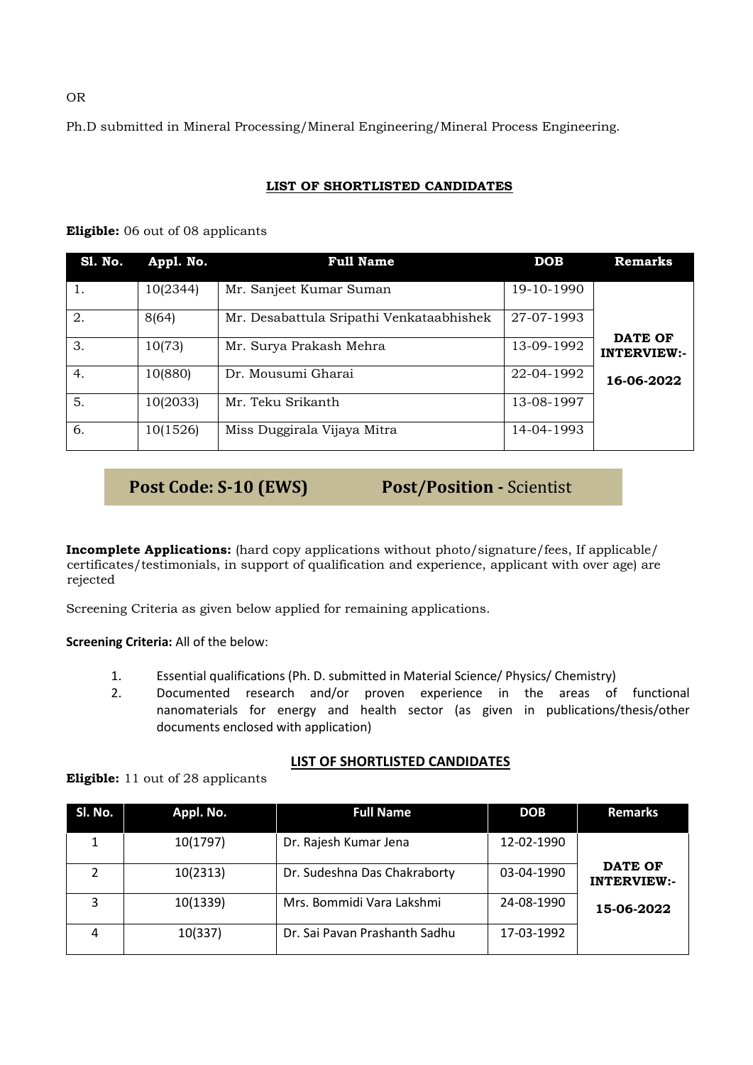OR

Ph.D submitted in Mineral Processing/Mineral Engineering/Mineral Process Engineering.

**LIST OF SHORTLISTED CANDIDATES**

**Eligible:** 06 out of 08 applicants

| Sl. No. | Appl. No. | Full Name | DOB | Remarks |
|---|---|---|---|---|
| 1. | 10(2344) | Mr. Sanjeet Kumar Suman | 19-10-1990 | **DATE OF INTERVIEW:- 16-06-2022** |
| 2. | 8(64) | Mr. Desabattula Sripathi Venkataabhishek | 27-07-1993 | |
| 3. | 10(73) | Mr. Surya Prakash Mehra | 13-09-1992 | |
| 4. | 10(880) | Dr. Mousumi Gharai | 22-04-1992 | |
| 5. | 10(2033) | Mr. Teku Srikanth | 13-08-1997 | |
| 6. | 10(1526) | Miss Duggirala Vijaya Mitra | 14-04-1993 | |

## Post Code: S-10 (EWS) Post/Position - Scientist

**Incomplete Applications:** (hard copy applications without photo/signature/fees, If applicable/ certificates/testimonials, in support of qualification and experience, applicant with over age) are rejected

Screening Criteria as given below applied for remaining applications.

**Screening Criteria:** All of the below:

1. Essential qualifications (Ph. D. submitted in Material Science/ Physics/ Chemistry)
2. Documented research and/or proven experience in the areas of functional nanomaterials for energy and health sector (as given in publications/thesis/other documents enclosed with application)

**LIST OF SHORTLISTED CANDIDATES**

**Eligible:** 11 out of 28 applicants

| Sl. No. | Appl. No. | Full Name | DOB | Remarks |
|---|---|---|---|---|
| 1 | 10(1797) | Dr. Rajesh Kumar Jena | 12-02-1990 | **DATE OF INTERVIEW:- 15-06-2022** |
| 2 | 10(2313) | Dr. Sudeshna Das Chakraborty | 03-04-1990 | |
| 3 | 10(1339) | Mrs. Bommidi Vara Lakshmi | 24-08-1990 | |
| 4 | 10(337) | Dr. Sai Pavan Prashanth Sadhu | 17-03-1992 | |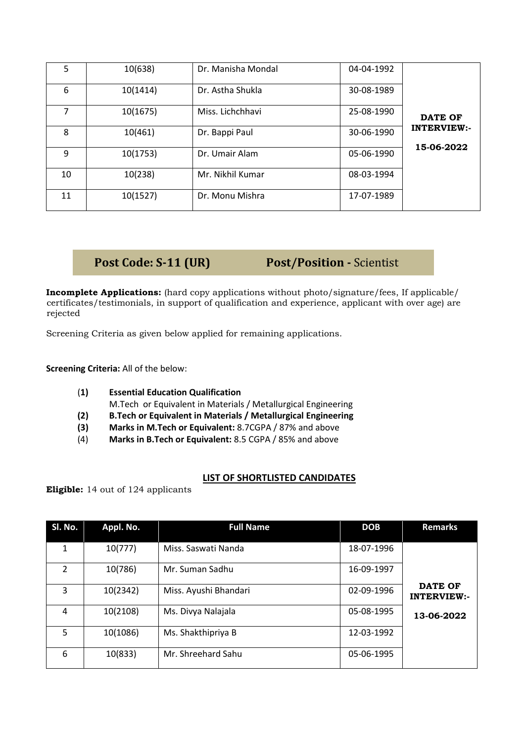| | | | | |
|---|---|---|---|---|
| 5 | 10(638) | Dr. Manisha Mondal | 04-04-1992 | **DATE OF INTERVIEW:- 15-06-2022** |
| 6 | 10(1414) | Dr. Astha Shukla | 30-08-1989 | |
| 7 | 10(1675) | Miss. Lichchhavi | 25-08-1990 | |
| 8 | 10(461) | Dr. Bappi Paul | 30-06-1990 | |
| 9 | 10(1753) | Dr. Umair Alam | 05-06-1990 | |
| 10 | 10(238) | Mr. Nikhil Kumar | 08-03-1994 | |
| 11 | 10(1527) | Dr. Monu Mishra | 17-07-1989 | |

## Post Code: S-11 (UR)    Post/Position - Scientist

**Incomplete Applications:** (hard copy applications without photo/signature/fees, If applicable/ certificates/testimonials, in support of qualification and experience, applicant with over age) are rejected

Screening Criteria as given below applied for remaining applications.

**Screening Criteria:** All of the below:

(**1**) **Essential Education Qualification**
M.Tech or Equivalent in Materials / Metallurgical Engineering

**(2) B.Tech or Equivalent in Materials / Metallurgical Engineering**

**(3) Marks in M.Tech or Equivalent:** 8.7CGPA / 87% and above

(4) **Marks in B.Tech or Equivalent:** 8.5 CGPA / 85% and above

### LIST OF SHORTLISTED CANDIDATES

**Eligible:** 14 out of 124 applicants

| Sl. No. | Appl. No. | Full Name | DOB | Remarks |
|---|---|---|---|---|
| 1 | 10(777) | Miss. Saswati Nanda | 18-07-1996 | **DATE OF INTERVIEW:- 13-06-2022** |
| 2 | 10(786) | Mr. Suman Sadhu | 16-09-1997 | |
| 3 | 10(2342) | Miss. Ayushi Bhandari | 02-09-1996 | |
| 4 | 10(2108) | Ms. Divya Nalajala | 05-08-1995 | |
| 5 | 10(1086) | Ms. Shakthipriya B | 12-03-1992 | |
| 6 | 10(833) | Mr. Shreehard Sahu | 05-06-1995 | |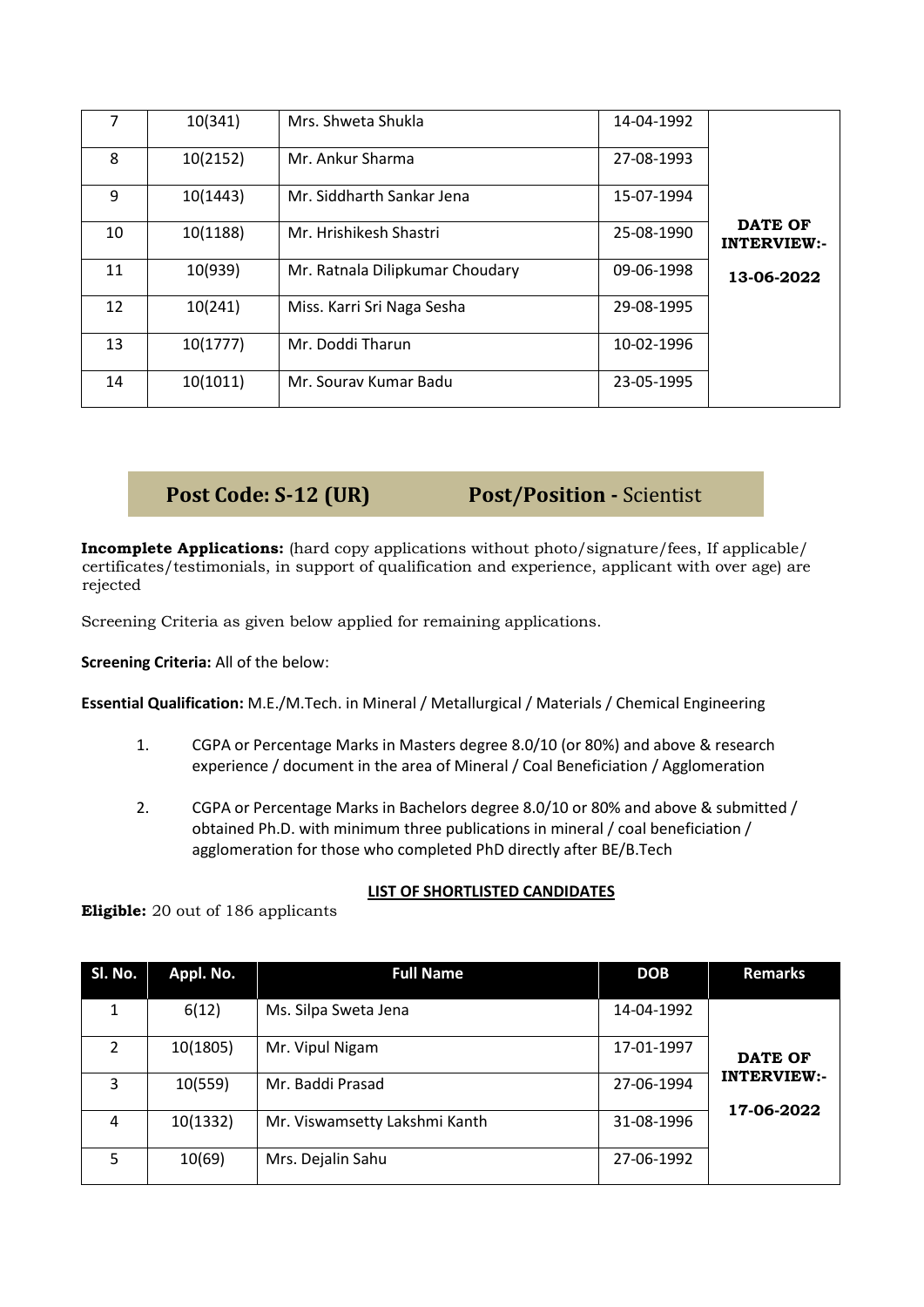| 7 | 10(341) | Mrs. Shweta Shukla | 14-04-1992 | **DATE OF INTERVIEW:- 13-06-2022** |
|---|---|---|---|---|
| 8 | 10(2152) | Mr. Ankur Sharma | 27-08-1993 | |
| 9 | 10(1443) | Mr. Siddharth Sankar Jena | 15-07-1994 | |
| 10 | 10(1188) | Mr. Hrishikesh Shastri | 25-08-1990 | |
| 11 | 10(939) | Mr. Ratnala Dilipkumar Choudary | 09-06-1998 | |
| 12 | 10(241) | Miss. Karri Sri Naga Sesha | 29-08-1995 | |
| 13 | 10(1777) | Mr. Doddi Tharun | 10-02-1996 | |
| 14 | 10(1011) | Mr. Sourav Kumar Badu | 23-05-1995 | |

## Post Code: S-12 (UR)    Post/Position - Scientist

**Incomplete Applications:** (hard copy applications without photo/signature/fees, If applicable/ certificates/testimonials, in support of qualification and experience, applicant with over age) are rejected

Screening Criteria as given below applied for remaining applications.

**Screening Criteria:** All of the below:

**Essential Qualification:** M.E./M.Tech. in Mineral / Metallurgical / Materials / Chemical Engineering

1. CGPA or Percentage Marks in Masters degree 8.0/10 (or 80%) and above & research experience / document in the area of Mineral / Coal Beneficiation / Agglomeration
2. CGPA or Percentage Marks in Bachelors degree 8.0/10 or 80% and above & submitted / obtained Ph.D. with minimum three publications in mineral / coal beneficiation / agglomeration for those who completed PhD directly after BE/B.Tech

**LIST OF SHORTLISTED CANDIDATES**

**Eligible:** 20 out of 186 applicants

| Sl. No. | Appl. No. | Full Name | DOB | Remarks |
|---|---|---|---|---|
| 1 | 6(12) | Ms. Silpa Sweta Jena | 14-04-1992 | **DATE OF INTERVIEW:- 17-06-2022** |
| 2 | 10(1805) | Mr. Vipul Nigam | 17-01-1997 | |
| 3 | 10(559) | Mr. Baddi Prasad | 27-06-1994 | |
| 4 | 10(1332) | Mr. Viswamsetty Lakshmi Kanth | 31-08-1996 | |
| 5 | 10(69) | Mrs. Dejalin Sahu | 27-06-1992 | |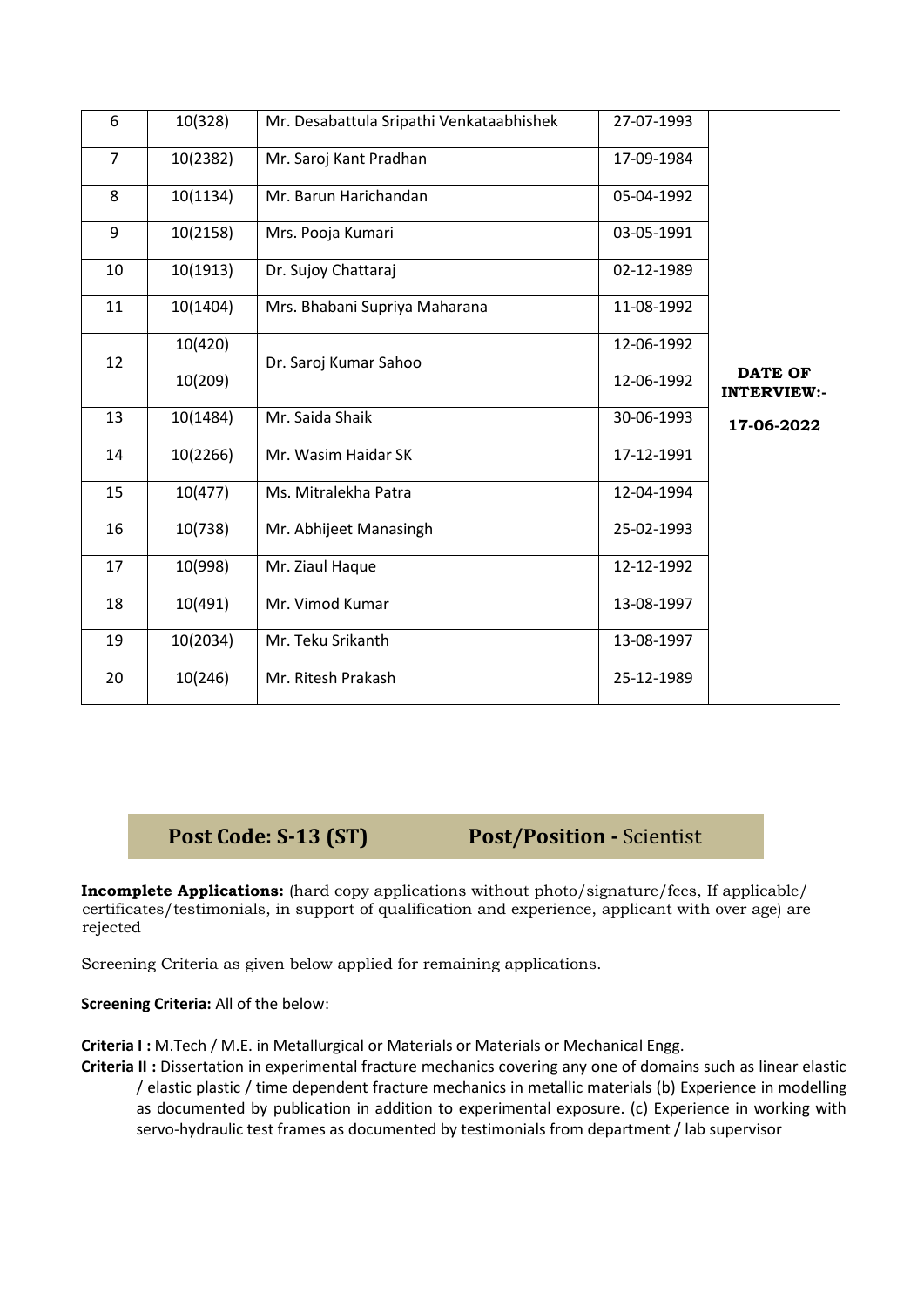| 6 | 10(328) | Mr. Desabattula Sripathi Venkataabhishek | 27-07-1993 | |
|---|---|---|---|---|
| 7 | 10(2382) | Mr. Saroj Kant Pradhan | 17-09-1984 | |
| 8 | 10(1134) | Mr. Barun Harichandan | 05-04-1992 | |
| 9 | 10(2158) | Mrs. Pooja Kumari | 03-05-1991 | |
| 10 | 10(1913) | Dr. Sujoy Chattaraj | 02-12-1989 | |
| 11 | 10(1404) | Mrs. Bhabani Supriya Maharana | 11-08-1992 | |
| 12 | 10(420)<br>10(209) | Dr. Saroj Kumar Sahoo | 12-06-1992<br>12-06-1992 | **DATE OF INTERVIEW:-** |
| 13 | 10(1484) | Mr. Saida Shaik | 30-06-1993 | **17-06-2022** |
| 14 | 10(2266) | Mr. Wasim Haidar SK | 17-12-1991 | |
| 15 | 10(477) | Ms. Mitralekha Patra | 12-04-1994 | |
| 16 | 10(738) | Mr. Abhijeet Manasingh | 25-02-1993 | |
| 17 | 10(998) | Mr. Ziaul Haque | 12-12-1992 | |
| 18 | 10(491) | Mr. Vimod Kumar | 13-08-1997 | |
| 19 | 10(2034) | Mr. Teku Srikanth | 13-08-1997 | |
| 20 | 10(246) | Mr. Ritesh Prakash | 25-12-1989 | |

## Post Code: S-13 (ST) Post/Position - Scientist

**Incomplete Applications:** (hard copy applications without photo/signature/fees, If applicable/ certificates/testimonials, in support of qualification and experience, applicant with over age) are rejected

Screening Criteria as given below applied for remaining applications.

**Screening Criteria:** All of the below:

**Criteria I :** M.Tech / M.E. in Metallurgical or Materials or Materials or Mechanical Engg.

**Criteria II :** Dissertation in experimental fracture mechanics covering any one of domains such as linear elastic / elastic plastic / time dependent fracture mechanics in metallic materials (b) Experience in modelling as documented by publication in addition to experimental exposure. (c) Experience in working with servo-hydraulic test frames as documented by testimonials from department / lab supervisor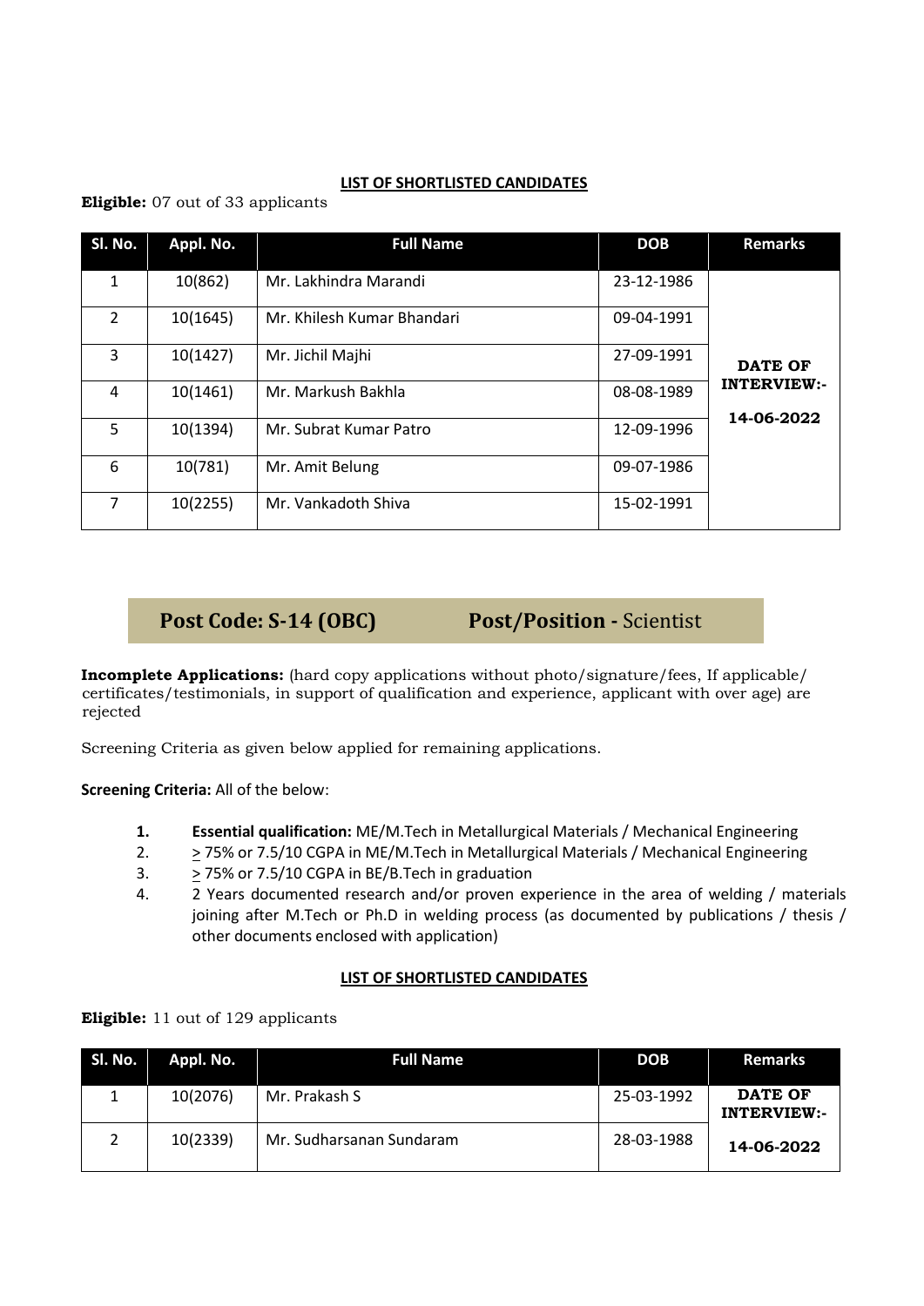## LIST OF SHORTLISTED CANDIDATES

**Eligible:** 07 out of 33 applicants

| Sl. No. | Appl. No. | Full Name | DOB | Remarks |
|---|---|---|---|---|
| 1 | 10(862) | Mr. Lakhindra Marandi | 23-12-1986 | **DATE OF INTERVIEW:- 14-06-2022** |
| 2 | 10(1645) | Mr. Khilesh Kumar Bhandari | 09-04-1991 | |
| 3 | 10(1427) | Mr. Jichil Majhi | 27-09-1991 | |
| 4 | 10(1461) | Mr. Markush Bakhla | 08-08-1989 | |
| 5 | 10(1394) | Mr. Subrat Kumar Patro | 12-09-1996 | |
| 6 | 10(781) | Mr. Amit Belung | 09-07-1986 | |
| 7 | 10(2255) | Mr. Vankadoth Shiva | 15-02-1991 | |

## Post Code: S-14 (OBC) Post/Position - Scientist

**Incomplete Applications:** (hard copy applications without photo/signature/fees, If applicable/ certificates/testimonials, in support of qualification and experience, applicant with over age) are rejected

Screening Criteria as given below applied for remaining applications.

**Screening Criteria:** All of the below:

1. **Essential qualification:** ME/M.Tech in Metallurgical Materials / Mechanical Engineering
2. ≥ 75% or 7.5/10 CGPA in ME/M.Tech in Metallurgical Materials / Mechanical Engineering
3. ≥ 75% or 7.5/10 CGPA in BE/B.Tech in graduation
4. 2 Years documented research and/or proven experience in the area of welding / materials joining after M.Tech or Ph.D in welding process (as documented by publications / thesis / other documents enclosed with application)

## LIST OF SHORTLISTED CANDIDATES

**Eligible:** 11 out of 129 applicants

| Sl. No. | Appl. No. | Full Name | DOB | Remarks |
|---|---|---|---|---|
| 1 | 10(2076) | Mr. Prakash S | 25-03-1992 | **DATE OF INTERVIEW:- 14-06-2022** |
| 2 | 10(2339) | Mr. Sudharsanan Sundaram | 28-03-1988 | |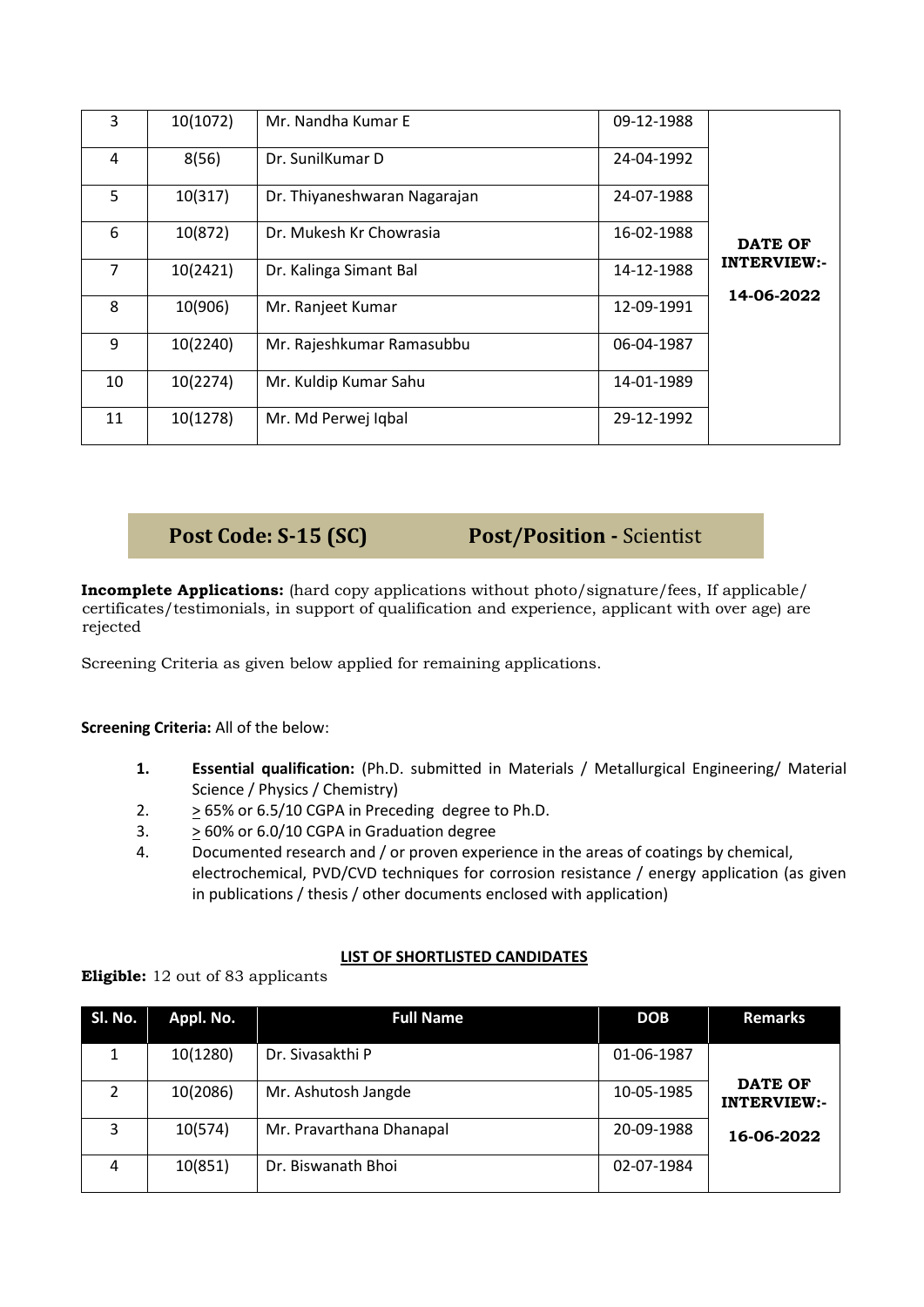| | | | | |
|---|---|---|---|---|
| 3 | 10(1072) | Mr. Nandha Kumar E | 09-12-1988 | **DATE OF INTERVIEW:- 14-06-2022** |
| 4 | 8(56) | Dr. SunilKumar D | 24-04-1992 | |
| 5 | 10(317) | Dr. Thiyaneshwaran Nagarajan | 24-07-1988 | |
| 6 | 10(872) | Dr. Mukesh Kr Chowrasia | 16-02-1988 | |
| 7 | 10(2421) | Dr. Kalinga Simant Bal | 14-12-1988 | |
| 8 | 10(906) | Mr. Ranjeet Kumar | 12-09-1991 | |
| 9 | 10(2240) | Mr. Rajeshkumar Ramasubbu | 06-04-1987 | |
| 10 | 10(2274) | Mr. Kuldip Kumar Sahu | 14-01-1989 | |
| 11 | 10(1278) | Mr. Md Perwej Iqbal | 29-12-1992 | |

## Post Code: S-15 (SC) Post/Position - Scientist

**Incomplete Applications:** (hard copy applications without photo/signature/fees, If applicable/ certificates/testimonials, in support of qualification and experience, applicant with over age) are rejected

Screening Criteria as given below applied for remaining applications.

**Screening Criteria:** All of the below:

1. **Essential qualification:** (Ph.D. submitted in Materials / Metallurgical Engineering/ Material Science / Physics / Chemistry)
2. $\geq$ 65% or 6.5/10 CGPA in Preceding degree to Ph.D.
3. $\geq$ 60% or 6.0/10 CGPA in Graduation degree
4. Documented research and / or proven experience in the areas of coatings by chemical, electrochemical, PVD/CVD techniques for corrosion resistance / energy application (as given in publications / thesis / other documents enclosed with application)

**LIST OF SHORTLISTED CANDIDATES**

**Eligible:** 12 out of 83 applicants

| Sl. No. | Appl. No. | Full Name | DOB | Remarks |
|---|---|---|---|---|
| 1 | 10(1280) | Dr. Sivasakthi P | 01-06-1987 | **DATE OF INTERVIEW:- 16-06-2022** |
| 2 | 10(2086) | Mr. Ashutosh Jangde | 10-05-1985 | |
| 3 | 10(574) | Mr. Pravarthana Dhanapal | 20-09-1988 | |
| 4 | 10(851) | Dr. Biswanath Bhoi | 02-07-1984 | |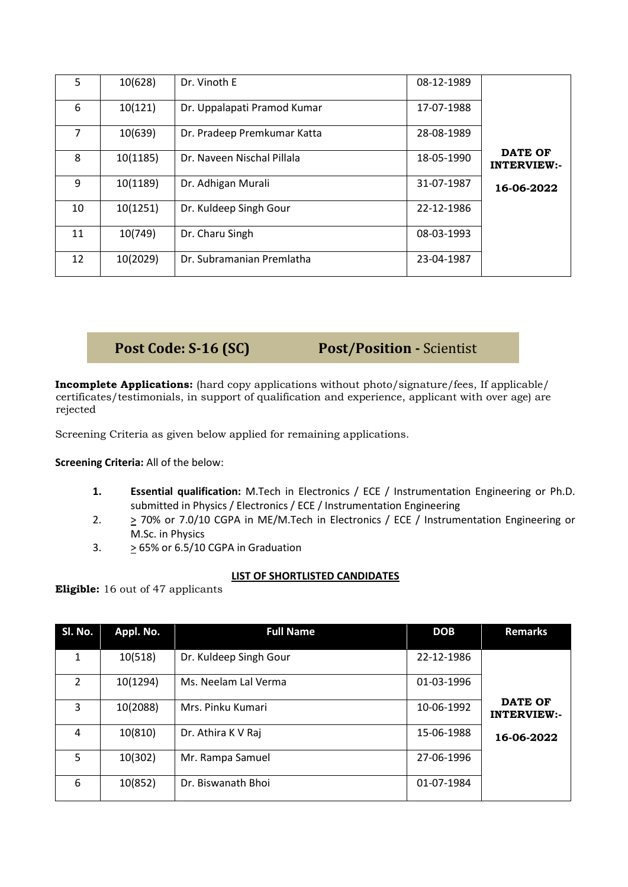| 5 | 10(628) | Dr. Vinoth E | 08-12-1989 | **DATE OF INTERVIEW:-** **16-06-2022** |
|---|---|---|---|---|
| 6 | 10(121) | Dr. Uppalapati Pramod Kumar | 17-07-1988 | |
| 7 | 10(639) | Dr. Pradeep Premkumar Katta | 28-08-1989 | |
| 8 | 10(1185) | Dr. Naveen Nischal Pillala | 18-05-1990 | |
| 9 | 10(1189) | Dr. Adhigan Murali | 31-07-1987 | |
| 10 | 10(1251) | Dr. Kuldeep Singh Gour | 22-12-1986 | |
| 11 | 10(749) | Dr. Charu Singh | 08-03-1993 | |
| 12 | 10(2029) | Dr. Subramanian Premlatha | 23-04-1987 | |

## Post Code: S-16 (SC) Post/Position - Scientist

**Incomplete Applications:** (hard copy applications without photo/signature/fees, If applicable/ certificates/testimonials, in support of qualification and experience, applicant with over age) are rejected

Screening Criteria as given below applied for remaining applications.

**Screening Criteria:** All of the below:

1. **Essential qualification:** M.Tech in Electronics / ECE / Instrumentation Engineering or Ph.D. submitted in Physics / Electronics / ECE / Instrumentation Engineering
2. ≥ 70% or 7.0/10 CGPA in ME/M.Tech in Electronics / ECE / Instrumentation Engineering or M.Sc. in Physics
3. ≥ 65% or 6.5/10 CGPA in Graduation

**LIST OF SHORTLISTED CANDIDATES**

**Eligible:** 16 out of 47 applicants

| Sl. No. | Appl. No. | Full Name | DOB | Remarks |
|---|---|---|---|---|
| 1 | 10(518) | Dr. Kuldeep Singh Gour | 22-12-1986 | **DATE OF INTERVIEW:-** **16-06-2022** |
| 2 | 10(1294) | Ms. Neelam Lal Verma | 01-03-1996 | |
| 3 | 10(2088) | Mrs. Pinku Kumari | 10-06-1992 | |
| 4 | 10(810) | Dr. Athira K V Raj | 15-06-1988 | |
| 5 | 10(302) | Mr. Rampa Samuel | 27-06-1996 | |
| 6 | 10(852) | Dr. Biswanath Bhoi | 01-07-1984 | |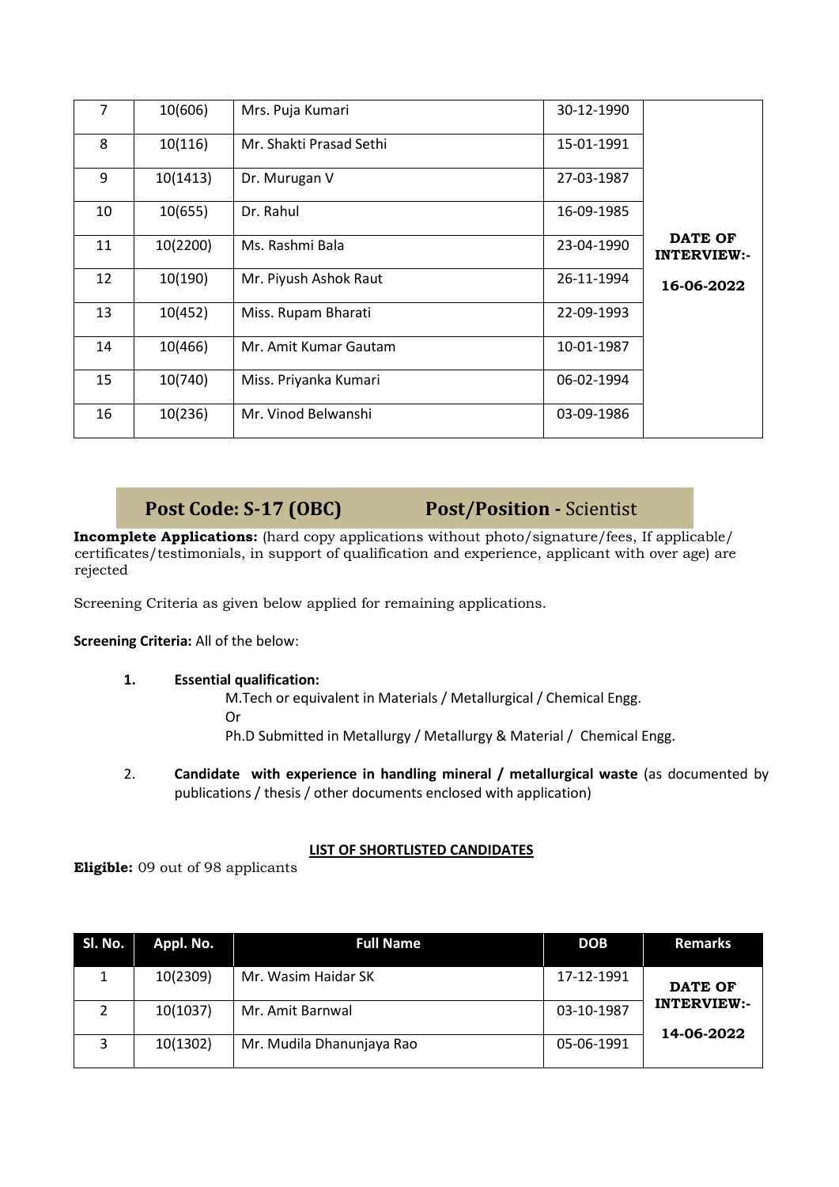| | | | | |
|---|---|---|---|---|
| 7 | 10(606) | Mrs. Puja Kumari | 30-12-1990 | **DATE OF INTERVIEW:-** **16-06-2022** |
| 8 | 10(116) | Mr. Shakti Prasad Sethi | 15-01-1991 | |
| 9 | 10(1413) | Dr. Murugan V | 27-03-1987 | |
| 10 | 10(655) | Dr. Rahul | 16-09-1985 | |
| 11 | 10(2200) | Ms. Rashmi Bala | 23-04-1990 | |
| 12 | 10(190) | Mr. Piyush Ashok Raut | 26-11-1994 | |
| 13 | 10(452) | Miss. Rupam Bharati | 22-09-1993 | |
| 14 | 10(466) | Mr. Amit Kumar Gautam | 10-01-1987 | |
| 15 | 10(740) | Miss. Priyanka Kumari | 06-02-1994 | |
| 16 | 10(236) | Mr. Vinod Belwanshi | 03-09-1986 | |

## Post Code: S-17 (OBC) Post/Position - Scientist

**Incomplete Applications:** (hard copy applications without photo/signature/fees, If applicable/ certificates/testimonials, in support of qualification and experience, applicant with over age) are rejected

Screening Criteria as given below applied for remaining applications.

**Screening Criteria:** All of the below:

1. **Essential qualification:**
   M.Tech or equivalent in Materials / Metallurgical / Chemical Engg.
   Or
   Ph.D Submitted in Metallurgy / Metallurgy & Material / Chemical Engg.

2. **Candidate with experience in handling mineral / metallurgical waste** (as documented by publications / thesis / other documents enclosed with application)

**LIST OF SHORTLISTED CANDIDATES**

**Eligible:** 09 out of 98 applicants

| Sl. No. | Appl. No. | Full Name | DOB | Remarks |
|---|---|---|---|---|
| 1 | 10(2309) | Mr. Wasim Haidar SK | 17-12-1991 | **DATE OF INTERVIEW:-** **14-06-2022** |
| 2 | 10(1037) | Mr. Amit Barnwal | 03-10-1987 | |
| 3 | 10(1302) | Mr. Mudila Dhanunjaya Rao | 05-06-1991 | |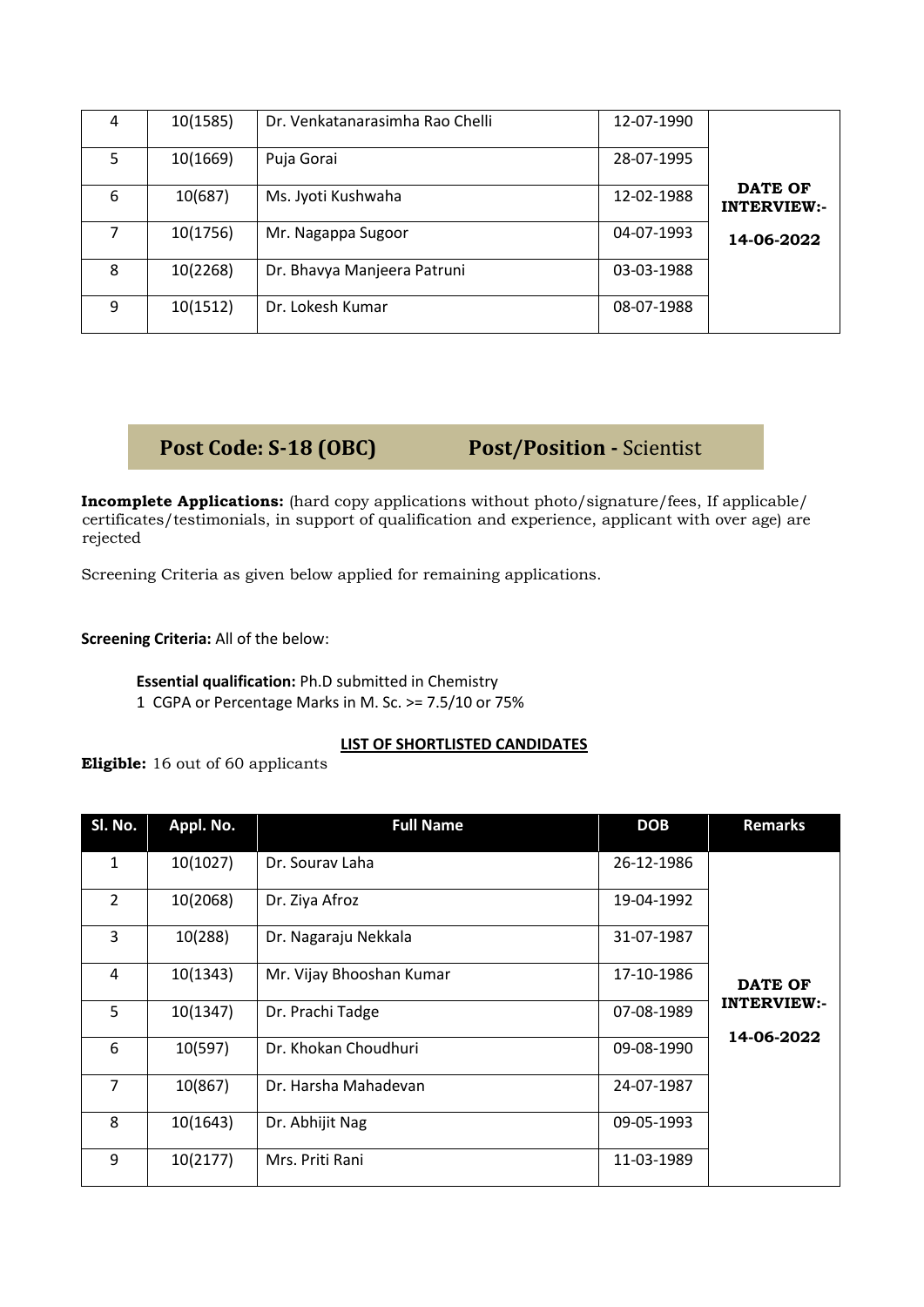| Sl. No. | Appl. No. | Full Name | DOB | Remarks |
|---|---|---|---|---|
| 4 | 10(1585) | Dr. Venkatanarasimha Rao Chelli | 12-07-1990 | **DATE OF INTERVIEW:- 14-06-2022** |
| 5 | 10(1669) | Puja Gorai | 28-07-1995 | |
| 6 | 10(687) | Ms. Jyoti Kushwaha | 12-02-1988 | |
| 7 | 10(1756) | Mr. Nagappa Sugoor | 04-07-1993 | |
| 8 | 10(2268) | Dr. Bhavya Manjeera Patruni | 03-03-1988 | |
| 9 | 10(1512) | Dr. Lokesh Kumar | 08-07-1988 | |

## Post Code: S-18 (OBC) Post/Position - Scientist

**Incomplete Applications:** (hard copy applications without photo/signature/fees, If applicable/ certificates/testimonials, in support of qualification and experience, applicant with over age) are rejected

Screening Criteria as given below applied for remaining applications.

**Screening Criteria:** All of the below:

**Essential qualification:** Ph.D submitted in Chemistry
1 CGPA or Percentage Marks in M. Sc. >= 7.5/10 or 75%

**LIST OF SHORTLISTED CANDIDATES**

**Eligible:** 16 out of 60 applicants

| Sl. No. | Appl. No. | Full Name | DOB | Remarks |
|---|---|---|---|---|
| 1 | 10(1027) | Dr. Sourav Laha | 26-12-1986 | **DATE OF INTERVIEW:- 14-06-2022** |
| 2 | 10(2068) | Dr. Ziya Afroz | 19-04-1992 | |
| 3 | 10(288) | Dr. Nagaraju Nekkala | 31-07-1987 | |
| 4 | 10(1343) | Mr. Vijay Bhooshan Kumar | 17-10-1986 | |
| 5 | 10(1347) | Dr. Prachi Tadge | 07-08-1989 | |
| 6 | 10(597) | Dr. Khokan Choudhuri | 09-08-1990 | |
| 7 | 10(867) | Dr. Harsha Mahadevan | 24-07-1987 | |
| 8 | 10(1643) | Dr. Abhijit Nag | 09-05-1993 | |
| 9 | 10(2177) | Mrs. Priti Rani | 11-03-1989 | |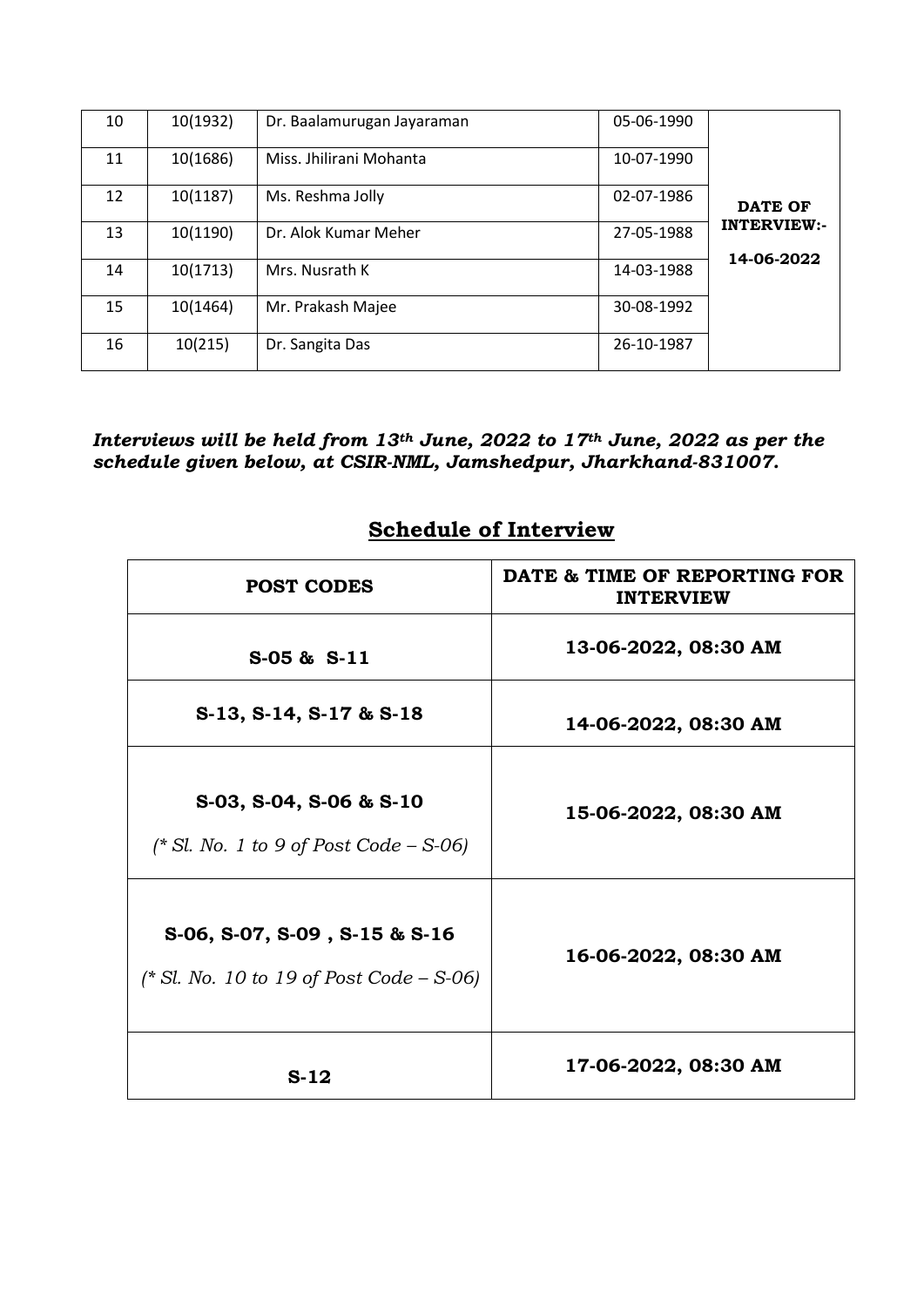| 10 | 10(1932) | Dr. Baalamurugan Jayaraman | 05-06-1990 | **DATE OF INTERVIEW:- 14-06-2022** |
|---|---|---|---|---|
| 11 | 10(1686) | Miss. Jhilirani Mohanta | 10-07-1990 | |
| 12 | 10(1187) | Ms. Reshma Jolly | 02-07-1986 | |
| 13 | 10(1190) | Dr. Alok Kumar Meher | 27-05-1988 | |
| 14 | 10(1713) | Mrs. Nusrath K | 14-03-1988 | |
| 15 | 10(1464) | Mr. Prakash Majee | 30-08-1992 | |
| 16 | 10(215) | Dr. Sangita Das | 26-10-1987 | |

***Interviews will be held from 13th June, 2022 to 17th June, 2022 as per the schedule given below, at CSIR-NML, Jamshedpur, Jharkhand-831007.***

## Schedule of Interview

| POST CODES | DATE & TIME OF REPORTING FOR INTERVIEW |
|---|---|
| **S-05 & S-11** | **13-06-2022, 08:30 AM** |
| **S-13, S-14, S-17 & S-18** | **14-06-2022, 08:30 AM** |
| **S-03, S-04, S-06 & S-10** *(* Sl. No. 1 to 9 of Post Code – S-06)* | **15-06-2022, 08:30 AM** |
| **S-06, S-07, S-09 , S-15 & S-16** *(* Sl. No. 10 to 19 of Post Code – S-06)* | **16-06-2022, 08:30 AM** |
| **S-12** | **17-06-2022, 08:30 AM** |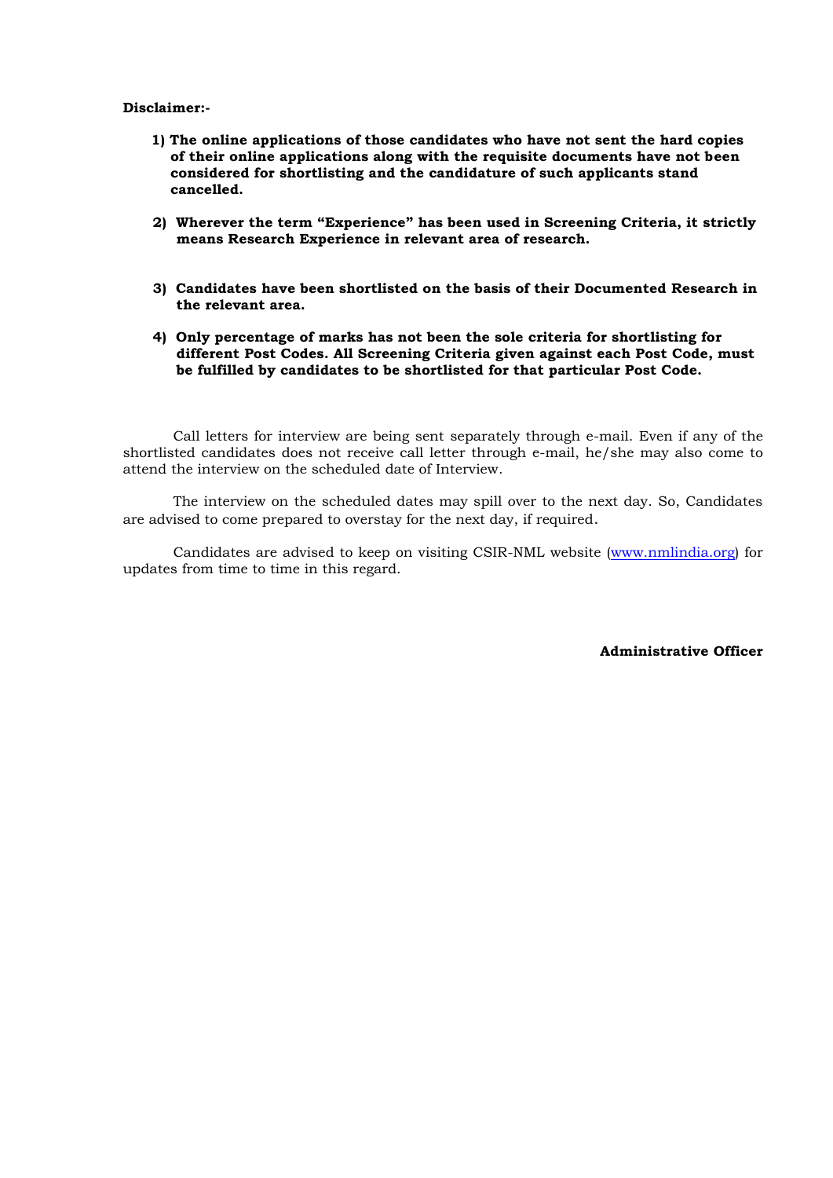**Disclaimer:-**

1) **The online applications of those candidates who have not sent the hard copies of their online applications along with the requisite documents have not been considered for shortlisting and the candidature of such applicants stand cancelled.**

2) **Wherever the term "Experience" has been used in Screening Criteria, it strictly means Research Experience in relevant area of research.**

3) **Candidates have been shortlisted on the basis of their Documented Research in the relevant area.**

4) **Only percentage of marks has not been the sole criteria for shortlisting for different Post Codes. All Screening Criteria given against each Post Code, must be fulfilled by candidates to be shortlisted for that particular Post Code.**

Call letters for interview are being sent separately through e-mail. Even if any of the shortlisted candidates does not receive call letter through e-mail, he/she may also come to attend the interview on the scheduled date of Interview.

The interview on the scheduled dates may spill over to the next day. So, Candidates are advised to come prepared to overstay for the next day, if required.

Candidates are advised to keep on visiting CSIR-NML website (www.nmlindia.org) for updates from time to time in this regard.

**Administrative Officer**